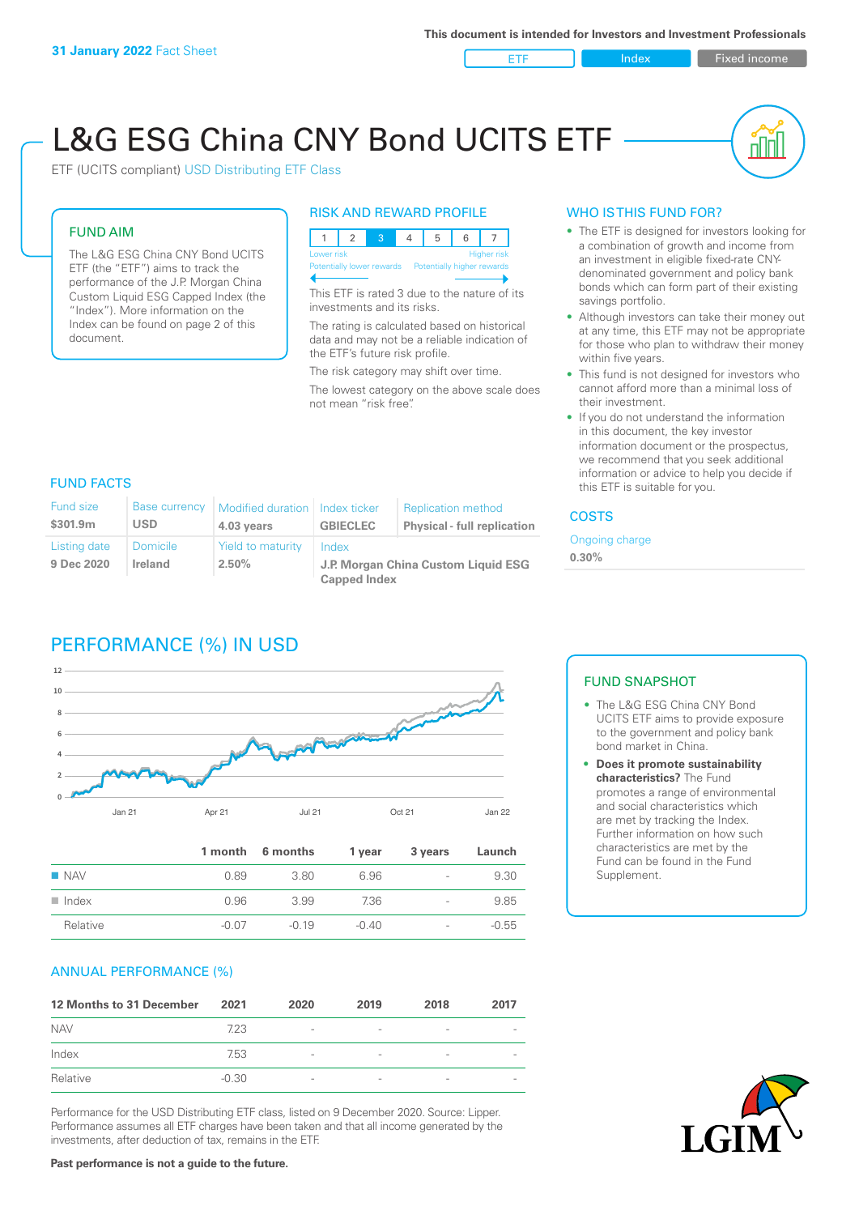**31 January 2022** Fact Sheet

This document is intended for Investors and Investment Professionals

ETF | Index | Fixed income

# L&G ESG China CNY Bond UCITS ETF

ETF (UCITS compliant) USD Distributing ETF Class

## FUND AIM

The L&G ESG China CNY Bond UCITS ETF (the "ETF") aims to track the performance of the J.P. Morgan China Custom Liquid ESG Capped Index (the "Index"). More information on the Index can be found on page 2 of this document.

## RISK AND REWARD PROFILE

| 1 | 2 | 3 | 4 | 5 | 6 | 7 |
|---|---|---|---|---|---|---|

Lower risk — Higher risk
Potentially lower rewards — Potentially higher rewards

This ETF is rated 3 due to the nature of its investments and its risks.

The rating is calculated based on historical data and may not be a reliable indication of the ETF's future risk profile.

The risk category may shift over time.

The lowest category on the above scale does not mean "risk free".

## WHO IS THIS FUND FOR?

- The ETF is designed for investors looking for a combination of growth and income from an investment in eligible fixed-rate CNY-denominated government and policy bank bonds which can form part of their existing savings portfolio.
- Although investors can take their money out at any time, this ETF may not be appropriate for those who plan to withdraw their money within five years.
- This fund is not designed for investors who cannot afford more than a minimal loss of their investment.
- If you do not understand the information in this document, the key investor information document or the prospectus, we recommend that you seek additional information or advice to help you decide if this ETF is suitable for you.

## FUND FACTS

| Fund size | Base currency | Modified duration | Index ticker | Replication method |
|---|---|---|---|---|
| **$301.9m** | **USD** | **4.03 years** | **GBIECLEC** | **Physical - full replication** |
| **Listing date** | **Domicile** | **Yield to maturity** | **Index** | |
| **9 Dec 2020** | **Ireland** | **2.50%** | **J.P. Morgan China Custom Liquid ESG Capped Index** | |

## COSTS

Ongoing charge
**0.30%**

## PERFORMANCE (%) IN USD

| | 1 month | 6 months | 1 year | 3 years | Launch |
|---|---|---|---|---|---|
| NAV | 0.89 | 3.80 | 6.96 | - | 9.30 |
| Index | 0.96 | 3.99 | 7.36 | - | 9.85 |
| Relative | -0.07 | -0.19 | -0.40 | - | -0.55 |

## FUND SNAPSHOT

- The L&G ESG China CNY Bond UCITS ETF aims to provide exposure to the government and policy bank bond market in China.
- **Does it promote sustainability characteristics?** The Fund promotes a range of environmental and social characteristics which are met by tracking the Index. Further information on how such characteristics are met by the Fund can be found in the Fund Supplement.

## ANNUAL PERFORMANCE (%)

| 12 Months to 31 December | 2021 | 2020 | 2019 | 2018 | 2017 |
|---|---|---|---|---|---|
| NAV | 7.23 | - | - | - | - |
| Index | 7.53 | - | - | - | - |
| Relative | -0.30 | - | - | - | - |

Performance for the USD Distributing ETF class, listed on 9 December 2020. Source: Lipper. Performance assumes all ETF charges have been taken and that all income generated by the investments, after deduction of tax, remains in the ETF.

**Past performance is not a guide to the future.**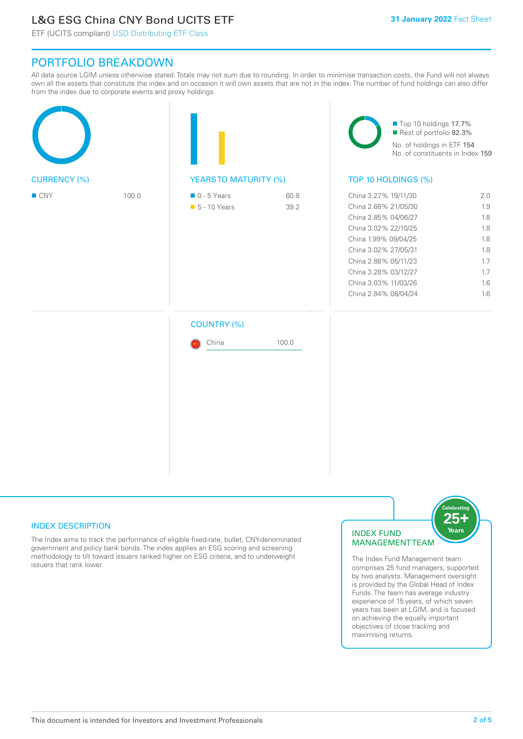## PORTFOLIO BREAKDOWN

All data source LGIM unless otherwise stated. Totals may not sum due to rounding. In order to minimise transaction costs, the Fund will not always own all the assets that constitute the index and on occasion it will own assets that are not in the index. The number of fund holdings can also differ from the index due to corporate events and proxy holdings.

### CURRENCY (%)

| Currency | % |
|---|---|
| CNY | 100.0 |

### YEARS TO MATURITY (%)

| Years to maturity | % |
|---|---|
| 0 - 5 Years | 60.8 |
| 5 - 10 Years | 39.2 |

- Top 10 holdings 17.7%
- Rest of portfolio 82.3%

No. of holdings in ETF 154
No. of constituents in Index 159

### TOP 10 HOLDINGS (%)

| Holding | % |
|---|---|
| China 3.27% 19/11/30 | 2.0 |
| China 2.68% 21/05/30 | 1.9 |
| China 2.85% 04/06/27 | 1.8 |
| China 3.02% 22/10/25 | 1.8 |
| China 1.99% 09/04/25 | 1.8 |
| China 3.02% 27/05/31 | 1.8 |
| China 2.88% 05/11/23 | 1.7 |
| China 3.28% 03/12/27 | 1.7 |
| China 3.03% 11/03/26 | 1.6 |
| China 2.84% 08/04/24 | 1.6 |

### COUNTRY (%)

| Country | % |
|---|---|
| China | 100.0 |

### INDEX DESCRIPTION

The Index aims to track the performance of eligible fixed-rate, bullet, CNY-denominated government and policy bank bonds. The index applies an ESG scoring and screening methodology to tilt toward issuers ranked higher on ESG criteria, and to underweight issuers that rank lower.

### INDEX FUND MANAGEMENT TEAM

Celebrating 25+ Years

The Index Fund Management team comprises 25 fund managers, supported by two analysts. Management oversight is provided by the Global Head of Index Funds. The team has average industry experience of 15 years, of which seven years has been at LGIM, and is focused on achieving the equally important objectives of close tracking and maximising returns.

This document is intended for Investors and Investment Professionals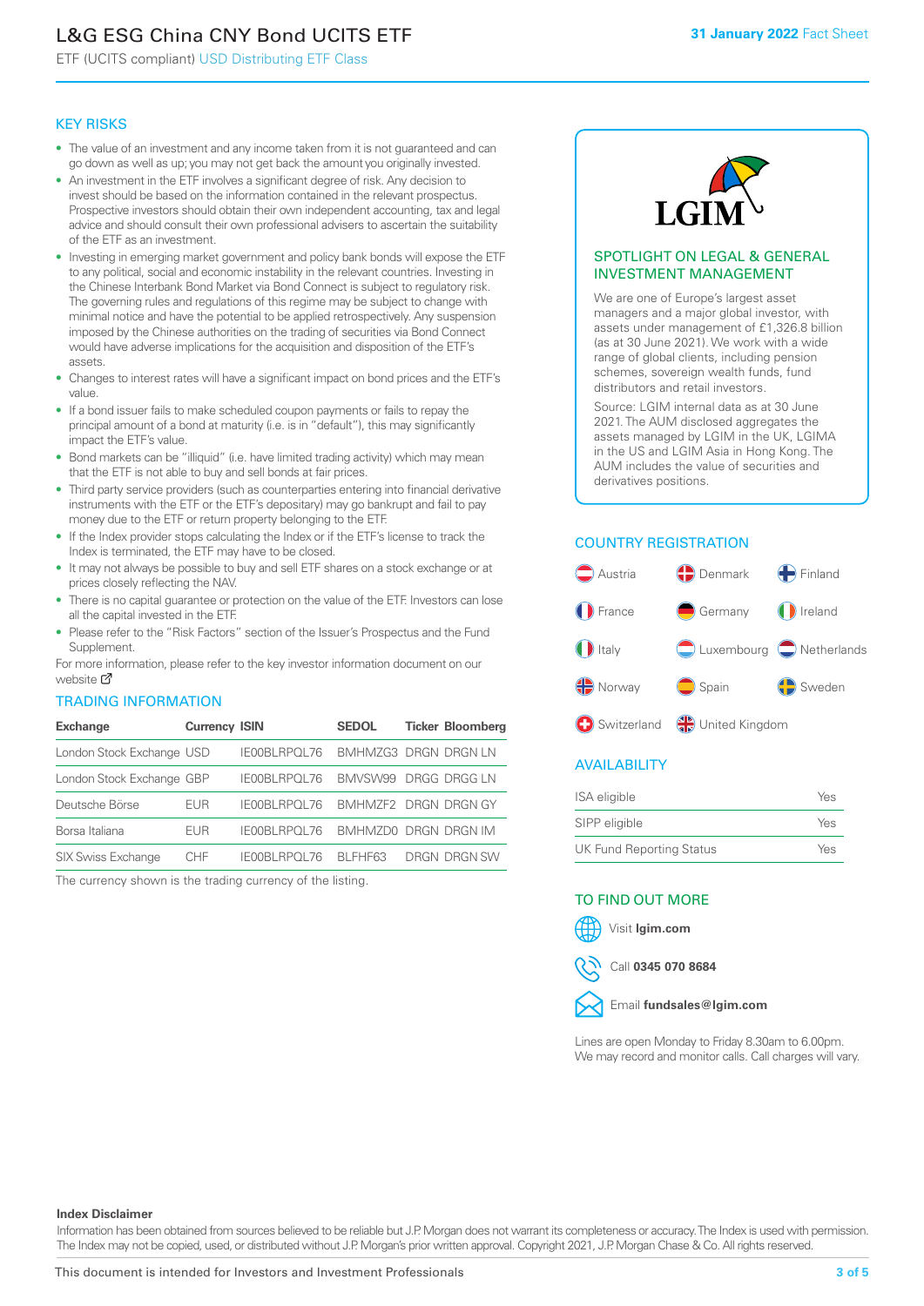# L&G ESG China CNY Bond UCITS ETF

ETF (UCITS compliant) USD Distributing ETF Class

31 January 2022 Fact Sheet

## KEY RISKS

- The value of an investment and any income taken from it is not guaranteed and can go down as well as up; you may not get back the amount you originally invested.
- An investment in the ETF involves a significant degree of risk. Any decision to invest should be based on the information contained in the relevant prospectus. Prospective investors should obtain their own independent accounting, tax and legal advice and should consult their own professional advisers to ascertain the suitability of the ETF as an investment.
- Investing in emerging market government and policy bank bonds will expose the ETF to any political, social and economic instability in the relevant countries. Investing in the Chinese Interbank Bond Market via Bond Connect is subject to regulatory risk. The governing rules and regulations of this regime may be subject to change with minimal notice and have the potential to be applied retrospectively. Any suspension imposed by the Chinese authorities on the trading of securities via Bond Connect would have adverse implications for the acquisition and disposition of the ETF's assets.
- Changes to interest rates will have a significant impact on bond prices and the ETF's value.
- If a bond issuer fails to make scheduled coupon payments or fails to repay the principal amount of a bond at maturity (i.e. is in "default"), this may significantly impact the ETF's value.
- Bond markets can be "illiquid" (i.e. have limited trading activity) which may mean that the ETF is not able to buy and sell bonds at fair prices.
- Third party service providers (such as counterparties entering into financial derivative instruments with the ETF or the ETF's depositary) may go bankrupt and fail to pay money due to the ETF or return property belonging to the ETF.
- If the Index provider stops calculating the Index or if the ETF's license to track the Index is terminated, the ETF may have to be closed.
- It may not always be possible to buy and sell ETF shares on a stock exchange or at prices closely reflecting the NAV.
- There is no capital guarantee or protection on the value of the ETF. Investors can lose all the capital invested in the ETF.
- Please refer to the "Risk Factors" section of the Issuer's Prospectus and the Fund Supplement.

For more information, please refer to the key investor information document on our website

## TRADING INFORMATION

| Exchange | Currency | ISIN | SEDOL | Ticker | Bloomberg |
|---|---|---|---|---|---|
| London Stock Exchange | USD | IE00BLRPQL76 | BMHMZG3 | DRGN | DRGN LN |
| London Stock Exchange | GBP | IE00BLRPQL76 | BMVSW99 | DRGG | DRGG LN |
| Deutsche Börse | EUR | IE00BLRPQL76 | BMHMZF2 | DRGN | DRGN GY |
| Borsa Italiana | EUR | IE00BLRPQL76 | BMHMZD0 | DRGN | DRGN IM |
| SIX Swiss Exchange | CHF | IE00BLRPQL76 | BLFHF63 | DRGN | DRGN SW |

The currency shown is the trading currency of the listing.

## SPOTLIGHT ON LEGAL & GENERAL INVESTMENT MANAGEMENT

We are one of Europe's largest asset managers and a major global investor, with assets under management of £1,326.8 billion (as at 30 June 2021). We work with a wide range of global clients, including pension schemes, sovereign wealth funds, fund distributors and retail investors.

Source: LGIM internal data as at 30 June 2021. The AUM disclosed aggregates the assets managed by LGIM in the UK, LGIMA in the US and LGIM Asia in Hong Kong. The AUM includes the value of securities and derivatives positions.

## COUNTRY REGISTRATION

Austria, Denmark, Finland, France, Germany, Ireland, Italy, Luxembourg, Netherlands, Norway, Spain, Sweden, Switzerland, United Kingdom

## AVAILABILITY

| | |
|---|---|
| ISA eligible | Yes |
| SIPP eligible | Yes |
| UK Fund Reporting Status | Yes |

## TO FIND OUT MORE

Visit **lgim.com**

Call **0345 070 8684**

Email **fundsales@lgim.com**

Lines are open Monday to Friday 8.30am to 6.00pm. We may record and monitor calls. Call charges will vary.

**Index Disclaimer**

Information has been obtained from sources believed to be reliable but J.P. Morgan does not warrant its completeness or accuracy. The Index is used with permission. The Index may not be copied, used, or distributed without J.P. Morgan's prior written approval. Copyright 2021, J.P. Morgan Chase & Co. All rights reserved.

This document is intended for Investors and Investment Professionals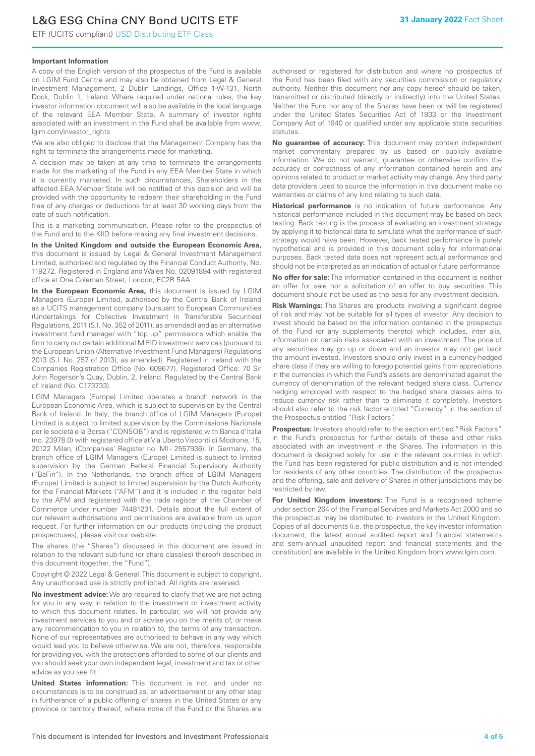### Important Information

A copy of the English version of the prospectus of the Fund is available on LGIM Fund Centre and may also be obtained from Legal & General Investment Management, 2 Dublin Landings, Office 1-W-131, North Dock, Dublin 1, Ireland. Where required under national rules, the key investor information document will also be available in the local language of the relevant EEA Member State. A summary of investor rights associated with an investment in the Fund shall be available from www.lgim.com/investor_rights

We are also obliged to disclose that the Management Company has the right to terminate the arrangements made for marketing.

A decision may be taken at any time to terminate the arrangements made for the marketing of the Fund in any EEA Member State in which it is currently marketed. In such circumstances, Shareholders in the affected EEA Member State will be notified of this decision and will be provided with the opportunity to redeem their shareholding in the Fund free of any charges or deductions for at least 30 working days from the date of such notification.

This is a marketing communication. Please refer to the prospectus of the Fund and to the KIID before making any final investment decisions.

**In the United Kingdom and outside the European Economic Area,** this document is issued by Legal & General Investment Management Limited, authorised and regulated by the Financial Conduct Authority, No. 119272. Registered in England and Wales No. 02091894 with registered office at One Coleman Street, London, EC2R 5AA.

**In the European Economic Area,** this document is issued by LGIM Managers (Europe) Limited, authorised by the Central Bank of Ireland as a UCITS management company (pursuant to European Communities (Undertakings for Collective Investment in Transferable Securities) Regulations, 2011 (S.I. No. 352 of 2011), as amended) and as an alternative investment fund manager with "top up" permissions which enable the firm to carry out certain additional MiFID investment services (pursuant to the European Union (Alternative Investment Fund Managers) Regulations 2013 (S.I. No. 257 of 2013), as amended). Registered in Ireland with the Companies Registration Office (No. 609677). Registered Office: 70 Sir John Rogerson's Quay, Dublin, 2, Ireland. Regulated by the Central Bank of Ireland (No. C173733).

LGIM Managers (Europe) Limited operates a branch network in the European Economic Area, which is subject to supervision by the Central Bank of Ireland. In Italy, the branch office of LGIM Managers (Europe) Limited is subject to limited supervision by the Commissione Nazionale per le società e la Borsa ("CONSOB") and is registered with Banca d'Italia (no. 23978.0) with registered office at Via Uberto Visconti di Modrone, 15, 20122 Milan, (Companies' Register no. MI - 2557936). In Germany, the branch office of LGIM Managers (Europe) Limited is subject to limited supervision by the German Federal Financial Supervisory Authority ("BaFin"). In the Netherlands, the branch office of LGIM Managers (Europe) Limited is subject to limited supervision by the Dutch Authority for the Financial Markets ("AFM") and it is included in the register held by the AFM and registered with the trade register of the Chamber of Commerce under number 74481231. Details about the full extent of our relevant authorisations and permissions are available from us upon request. For further information on our products (including the product prospectuses), please visit our website.

The shares (the "Shares") discussed in this document are issued in relation to the relevant sub-fund (or share class(es) thereof) described in this document (together, the "Fund").

Copyright © 2022 Legal & General. This document is subject to copyright. Any unauthorised use is strictly prohibited. All rights are reserved.

**No investment advice:** We are required to clarify that we are not acting for you in any way in relation to the investment or investment activity to which this document relates. In particular, we will not provide any investment services to you and or advise you on the merits of, or make any recommendation to you in relation to, the terms of any transaction. None of our representatives are authorised to behave in any way which would lead you to believe otherwise. We are not, therefore, responsible for providing you with the protections afforded to some of our clients and you should seek your own independent legal, investment and tax or other advice as you see fit.

**United States information:** This document is not, and under no circumstances is to be construed as, an advertisement or any other step in furtherance of a public offering of shares in the United States or any province or territory thereof, where none of the Fund or the Shares are authorised or registered for distribution and where no prospectus of the Fund has been filed with any securities commission or regulatory authority. Neither this document nor any copy hereof should be taken, transmitted or distributed (directly or indirectly) into the United States. Neither the Fund nor any of the Shares have been or will be registered under the United States Securities Act of 1933 or the Investment Company Act of 1940 or qualified under any applicable state securities statutes.

**No guarantee of accuracy:** This document may contain independent market commentary prepared by us based on publicly available information. We do not warrant, guarantee or otherwise confirm the accuracy or correctness of any information contained herein and any opinions related to product or market activity may change. Any third party data providers used to source the information in this document make no warranties or claims of any kind relating to such data.

**Historical performance** is no indication of future performance: Any historical performance included in this document may be based on back testing. Back testing is the process of evaluating an investment strategy by applying it to historical data to simulate what the performance of such strategy would have been. However, back tested performance is purely hypothetical and is provided in this document solely for informational purposes. Back tested data does not represent actual performance and should not be interpreted as an indication of actual or future performance.

**No offer for sale:** The information contained in this document is neither an offer for sale nor a solicitation of an offer to buy securities. This document should not be used as the basis for any investment decision.

**Risk Warnings:** The Shares are products involving a significant degree of risk and may not be suitable for all types of investor. Any decision to invest should be based on the information contained in the prospectus of the Fund (or any supplements thereto) which includes, inter alia, information on certain risks associated with an investment. The price of any securities may go up or down and an investor may not get back the amount invested. Investors should only invest in a currency-hedged share class if they are willing to forego potential gains from appreciations in the currencies in which the Fund's assets are denominated against the currency of denomination of the relevant hedged share class. Currency hedging employed with respect to the hedged share classes aims to reduce currency risk rather than to eliminate it completely. Investors should also refer to the risk factor entitled "Currency" in the section of the Prospectus entitled "Risk Factors".

**Prospectus:** Investors should refer to the section entitled "Risk Factors" in the Fund's prospectus for further details of these and other risks associated with an investment in the Shares. The information in this document is designed solely for use in the relevant countries in which the Fund has been registered for public distribution and is not intended for residents of any other countries. The distribution of the prospectus and the offering, sale and delivery of Shares in other jurisdictions may be restricted by law.

**For United Kingdom investors:** The Fund is a recognised scheme under section 264 of the Financial Services and Markets Act 2000 and so the prospectus may be distributed to investors in the United Kingdom. Copies of all documents (i.e. the prospectus, the key investor information document, the latest annual audited report and financial statements and semi-annual unaudited report and financial statements and the constitution) are available in the United Kingdom from www.lgim.com.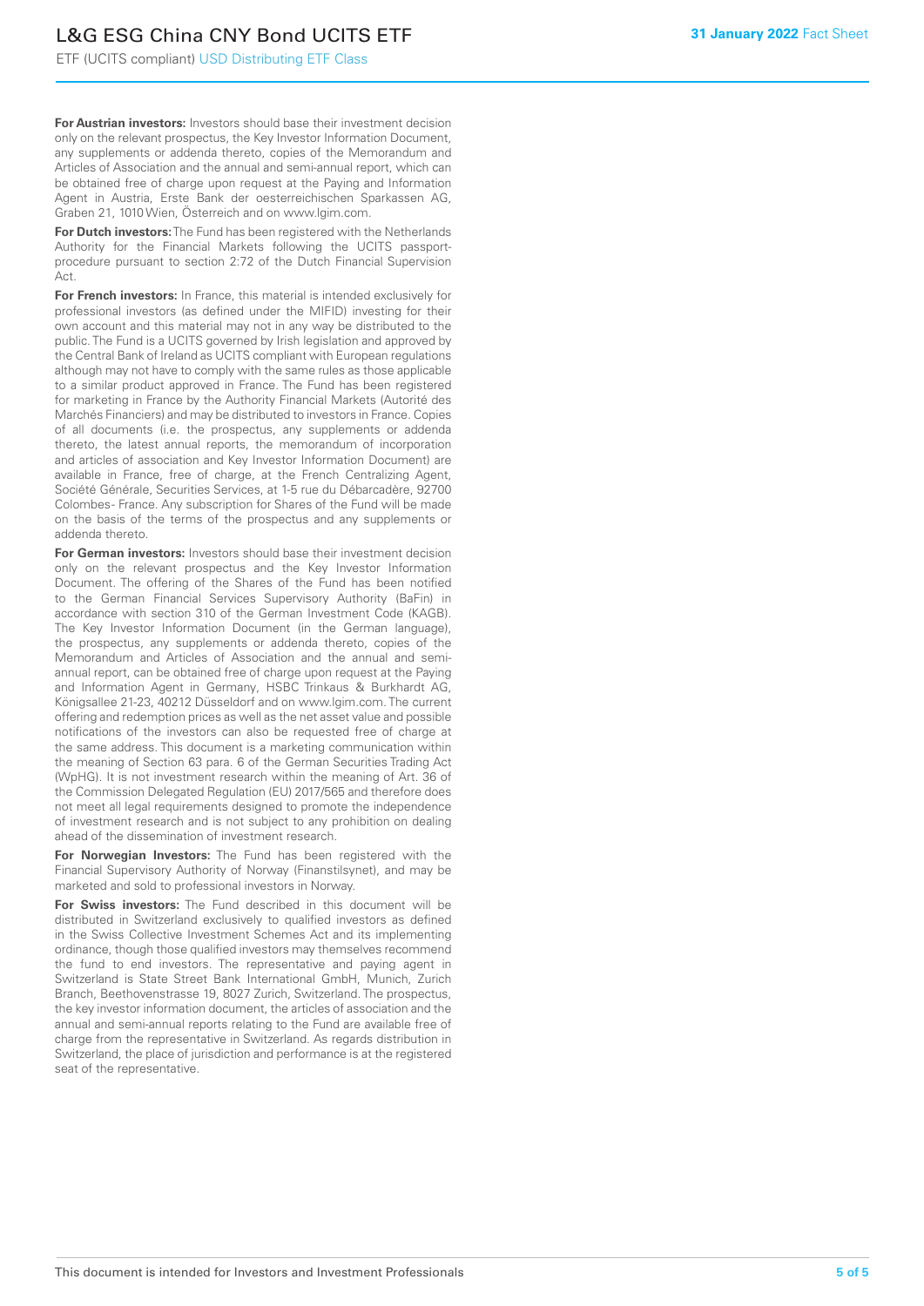**For Austrian investors:** Investors should base their investment decision only on the relevant prospectus, the Key Investor Information Document, any supplements or addenda thereto, copies of the Memorandum and Articles of Association and the annual and semi-annual report, which can be obtained free of charge upon request at the Paying and Information Agent in Austria, Erste Bank der oesterreichischen Sparkassen AG, Graben 21, 1010 Wien, Österreich and on www.lgim.com.

**For Dutch investors:** The Fund has been registered with the Netherlands Authority for the Financial Markets following the UCITS passport-procedure pursuant to section 2:72 of the Dutch Financial Supervision Act.

**For French investors:** In France, this material is intended exclusively for professional investors (as defined under the MIFID) investing for their own account and this material may not in any way be distributed to the public. The Fund is a UCITS governed by Irish legislation and approved by the Central Bank of Ireland as UCITS compliant with European regulations although may not have to comply with the same rules as those applicable to a similar product approved in France. The Fund has been registered for marketing in France by the Authority Financial Markets (Autorité des Marchés Financiers) and may be distributed to investors in France. Copies of all documents (i.e. the prospectus, any supplements or addenda thereto, the latest annual reports, the memorandum of incorporation and articles of association and Key Investor Information Document) are available in France, free of charge, at the French Centralizing Agent, Société Générale, Securities Services, at 1-5 rue du Débarcadère, 92700 Colombes- France. Any subscription for Shares of the Fund will be made on the basis of the terms of the prospectus and any supplements or addenda thereto.

**For German investors:** Investors should base their investment decision only on the relevant prospectus and the Key Investor Information Document. The offering of the Shares of the Fund has been notified to the German Financial Services Supervisory Authority (BaFin) in accordance with section 310 of the German Investment Code (KAGB). The Key Investor Information Document (in the German language), the prospectus, any supplements or addenda thereto, copies of the Memorandum and Articles of Association and the annual and semi-annual report, can be obtained free of charge upon request at the Paying and Information Agent in Germany, HSBC Trinkaus & Burkhardt AG, Königsallee 21-23, 40212 Düsseldorf and on www.lgim.com. The current offering and redemption prices as well as the net asset value and possible notifications of the investors can also be requested free of charge at the same address. This document is a marketing communication within the meaning of Section 63 para. 6 of the German Securities Trading Act (WpHG). It is not investment research within the meaning of Art. 36 of the Commission Delegated Regulation (EU) 2017/565 and therefore does not meet all legal requirements designed to promote the independence of investment research and is not subject to any prohibition on dealing ahead of the dissemination of investment research.

**For Norwegian Investors:** The Fund has been registered with the Financial Supervisory Authority of Norway (Finanstilsynet), and may be marketed and sold to professional investors in Norway.

**For Swiss investors:** The Fund described in this document will be distributed in Switzerland exclusively to qualified investors as defined in the Swiss Collective Investment Schemes Act and its implementing ordinance, though those qualified investors may themselves recommend the fund to end investors. The representative and paying agent in Switzerland is State Street Bank International GmbH, Munich, Zurich Branch, Beethovenstrasse 19, 8027 Zurich, Switzerland. The prospectus, the key investor information document, the articles of association and the annual and semi-annual reports relating to the Fund are available free of charge from the representative in Switzerland. As regards distribution in Switzerland, the place of jurisdiction and performance is at the registered seat of the representative.